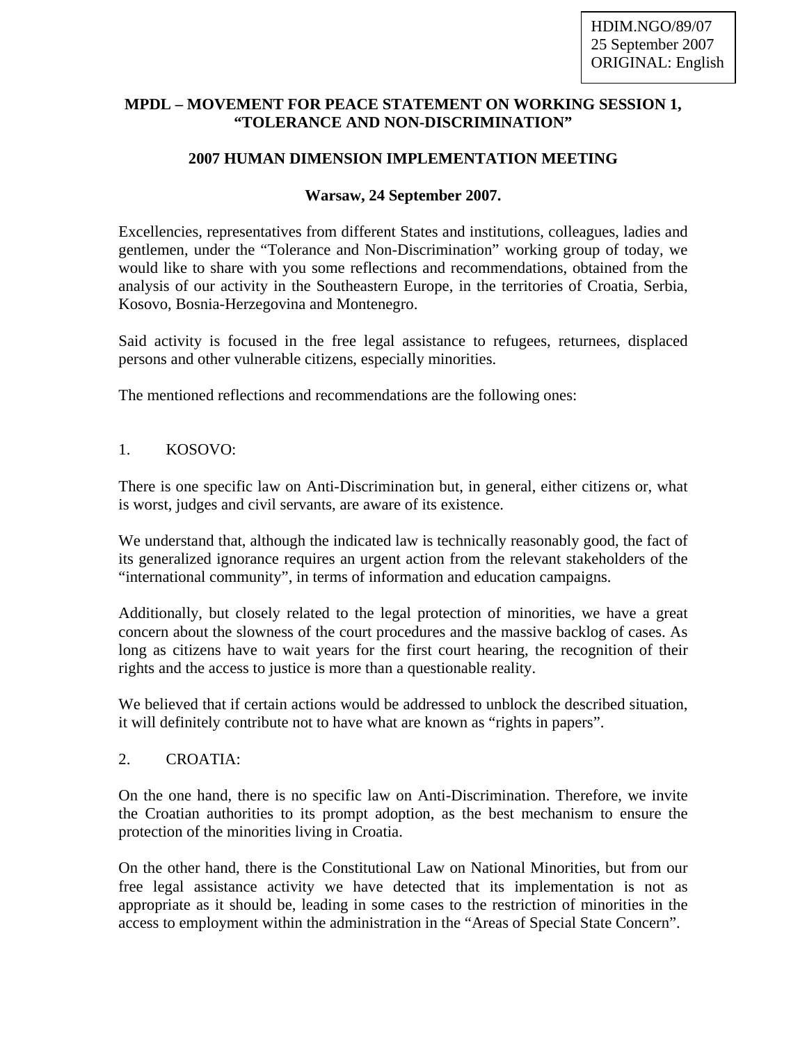HDIM.NGO/89/07
25 September 2007
ORIGINAL: English

**MPDL – MOVEMENT FOR PEACE STATEMENT ON WORKING SESSION 1, "TOLERANCE AND NON-DISCRIMINATION"**

**2007 HUMAN DIMENSION IMPLEMENTATION MEETING**

**Warsaw, 24 September 2007.**

Excellencies, representatives from different States and institutions, colleagues, ladies and gentlemen, under the "Tolerance and Non-Discrimination" working group of today, we would like to share with you some reflections and recommendations, obtained from the analysis of our activity in the Southeastern Europe, in the territories of Croatia, Serbia, Kosovo, Bosnia-Herzegovina and Montenegro.

Said activity is focused in the free legal assistance to refugees, returnees, displaced persons and other vulnerable citizens, especially minorities.

The mentioned reflections and recommendations are the following ones:

1. KOSOVO:

There is one specific law on Anti-Discrimination but, in general, either citizens or, what is worst, judges and civil servants, are aware of its existence.

We understand that, although the indicated law is technically reasonably good, the fact of its generalized ignorance requires an urgent action from the relevant stakeholders of the "international community", in terms of information and education campaigns.

Additionally, but closely related to the legal protection of minorities, we have a great concern about the slowness of the court procedures and the massive backlog of cases. As long as citizens have to wait years for the first court hearing, the recognition of their rights and the access to justice is more than a questionable reality.

We believed that if certain actions would be addressed to unblock the described situation, it will definitely contribute not to have what are known as "rights in papers".

2. CROATIA:

On the one hand, there is no specific law on Anti-Discrimination. Therefore, we invite the Croatian authorities to its prompt adoption, as the best mechanism to ensure the protection of the minorities living in Croatia.

On the other hand, there is the Constitutional Law on National Minorities, but from our free legal assistance activity we have detected that its implementation is not as appropriate as it should be, leading in some cases to the restriction of minorities in the access to employment within the administration in the "Areas of Special State Concern".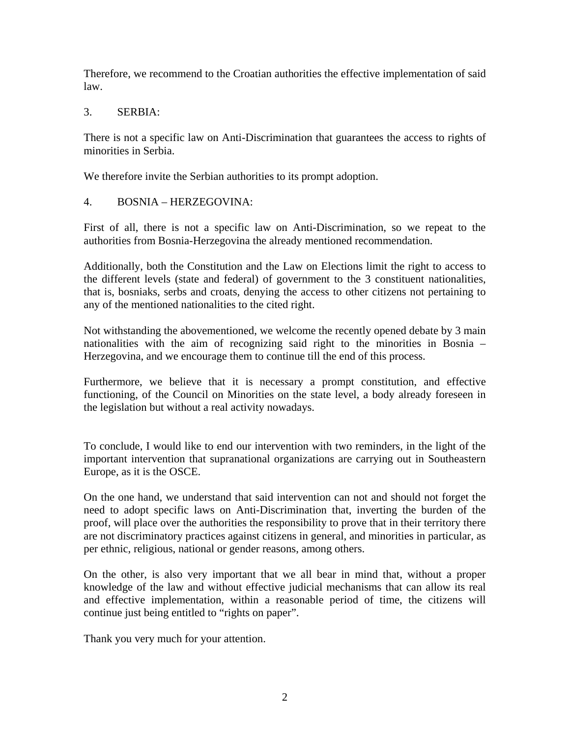Therefore, we recommend to the Croatian authorities the effective implementation of said law.

3. SERBIA:

There is not a specific law on Anti-Discrimination that guarantees the access to rights of minorities in Serbia.

We therefore invite the Serbian authorities to its prompt adoption.

4. BOSNIA – HERZEGOVINA:

First of all, there is not a specific law on Anti-Discrimination, so we repeat to the authorities from Bosnia-Herzegovina the already mentioned recommendation.

Additionally, both the Constitution and the Law on Elections limit the right to access to the different levels (state and federal) of government to the 3 constituent nationalities, that is, bosniaks, serbs and croats, denying the access to other citizens not pertaining to any of the mentioned nationalities to the cited right.

Not withstanding the abovementioned, we welcome the recently opened debate by 3 main nationalities with the aim of recognizing said right to the minorities in Bosnia – Herzegovina, and we encourage them to continue till the end of this process.

Furthermore, we believe that it is necessary a prompt constitution, and effective functioning, of the Council on Minorities on the state level, a body already foreseen in the legislation but without a real activity nowadays.

To conclude, I would like to end our intervention with two reminders, in the light of the important intervention that supranational organizations are carrying out in Southeastern Europe, as it is the OSCE.

On the one hand, we understand that said intervention can not and should not forget the need to adopt specific laws on Anti-Discrimination that, inverting the burden of the proof, will place over the authorities the responsibility to prove that in their territory there are not discriminatory practices against citizens in general, and minorities in particular, as per ethnic, religious, national or gender reasons, among others.

On the other, is also very important that we all bear in mind that, without a proper knowledge of the law and without effective judicial mechanisms that can allow its real and effective implementation, within a reasonable period of time, the citizens will continue just being entitled to "rights on paper".

Thank you very much for your attention.